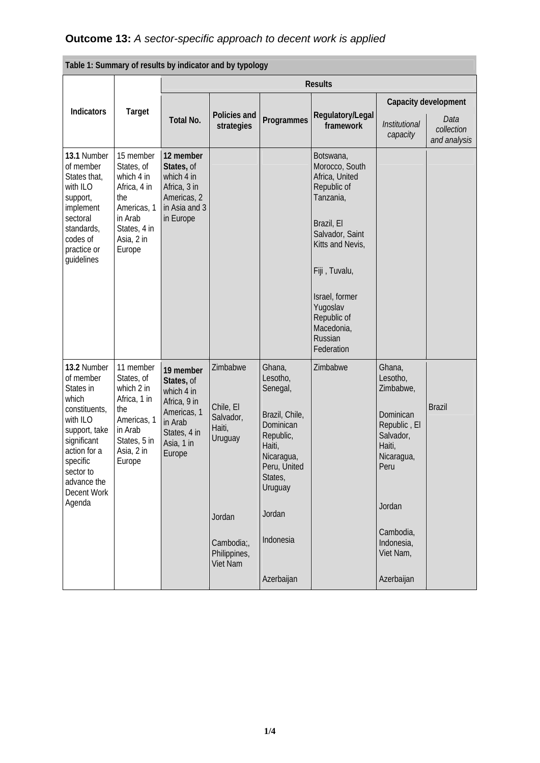**Outcome 13:** *A sector-specific approach to decent work is applied*

| Table 1: Summary of results by indicator and by typology | | | | | | | |
|---|---|---|---|---|---|---|---|
| Indicators | Target | Results | | | | | |
| | | Total No. | Policies and strategies | Programmes | Regulatory/Legal framework | Capacity development | |
| | | | | | | *Institutional capacity* | *Data collection and analysis* |
| **13.1** Number of member States that, with ILO support, implement sectoral standards, codes of practice or guidelines | 15 member States, of which 4 in Africa, 4 in the Americas, 1 in Arab States, 4 in Asia, 2 in Europe | **12 member States,** of which 4 in Africa, 3 in Americas, 2 in Asia and 3 in Europe | | | Botswana, Morocco, South Africa, United Republic of Tanzania, Brazil, El Salvador, Saint Kitts and Nevis, Fiji , Tuvalu, Israel, former Yugoslav Republic of Macedonia, Russian Federation | | |
| **13.2** Number of member States in which constituents, with ILO support, take significant action for a specific sector to advance the Decent Work Agenda | 11 member States, of which 2 in Africa, 1 in the Americas, 1 in Arab States, 5 in Asia, 2 in Europe | **19 member States,** of which 4 in Africa, 9 in Americas, 1 in Arab States, 4 in Asia, 1 in Europe | Zimbabwe, Chile, El Salvador, Haiti, Uruguay, Jordan, Cambodia;, Philippines, Viet Nam | Ghana, Lesotho, Senegal, Brazil, Chile, Dominican Republic, Haiti, Nicaragua, Peru, United States, Uruguay, Jordan, Indonesia, Azerbaijan | Zimbabwe | Ghana, Lesotho, Zimbabwe, Dominican Republic , El Salvador, Haiti, Nicaragua, Peru, Jordan, Cambodia, Indonesia, Viet Nam, Azerbaijan | Brazil |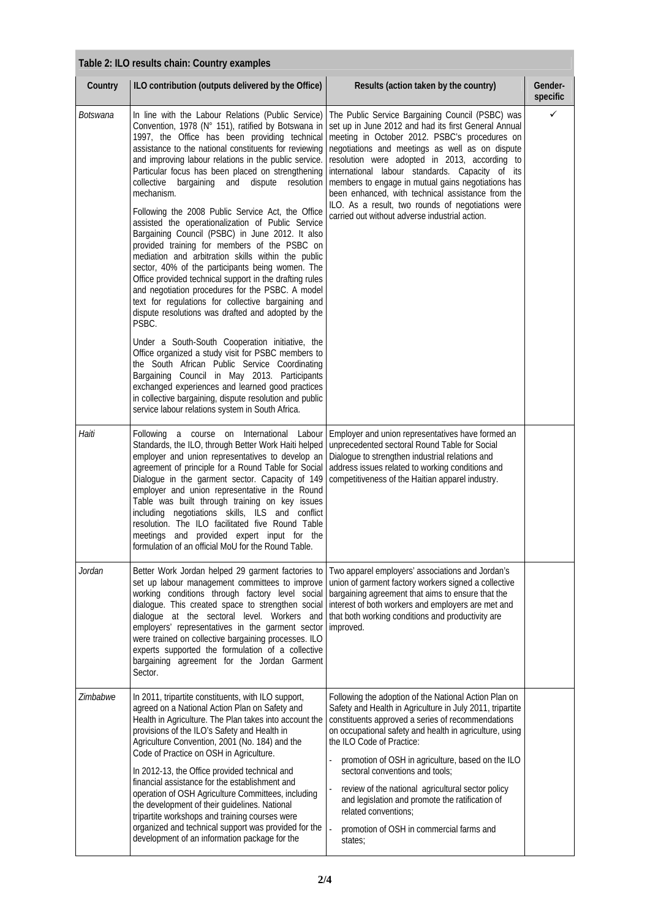**Table 2: ILO results chain: Country examples**

| Country | ILO contribution (outputs delivered by the Office) | Results (action taken by the country) | Gender-specific |
|---|---|---|---|
| *Botswana* | In line with the Labour Relations (Public Service) Convention, 1978 (N° 151), ratified by Botswana in 1997, the Office has been providing technical assistance to the national constituents for reviewing and improving labour relations in the public service. Particular focus has been placed on strengthening collective bargaining and dispute resolution mechanism.<br><br>Following the 2008 Public Service Act, the Office assisted the operationalization of Public Service Bargaining Council (PSBC) in June 2012. It also provided training for members of the PSBC on mediation and arbitration skills within the public sector, 40% of the participants being women. The Office provided technical support in the drafting rules and negotiation procedures for the PSBC. A model text for regulations for collective bargaining and dispute resolutions was drafted and adopted by the PSBC.<br><br>Under a South-South Cooperation initiative, the Office organized a study visit for PSBC members to the South African Public Service Coordinating Bargaining Council in May 2013. Participants exchanged experiences and learned good practices in collective bargaining, dispute resolution and public service labour relations system in South Africa. | The Public Service Bargaining Council (PSBC) was set up in June 2012 and had its first General Annual meeting in October 2012. PSBC's procedures on negotiations and meetings as well as on dispute resolution were adopted in 2013, according to international labour standards. Capacity of its members to engage in mutual gains negotiations has been enhanced, with technical assistance from the ILO. As a result, two rounds of negotiations were carried out without adverse industrial action. | ✓ |
| *Haiti* | Following a course on International Labour Standards, the ILO, through Better Work Haiti helped employer and union representatives to develop an agreement of principle for a Round Table for Social Dialogue in the garment sector. Capacity of 149 employer and union representative in the Round Table was built through training on key issues including negotiations skills, ILS and conflict resolution. The ILO facilitated five Round Table meetings and provided expert input for the formulation of an official MoU for the Round Table. | Employer and union representatives have formed an unprecedented sectoral Round Table for Social Dialogue to strengthen industrial relations and address issues related to working conditions and competitiveness of the Haitian apparel industry. | |
| *Jordan* | Better Work Jordan helped 29 garment factories to set up labour management committees to improve working conditions through factory level social dialogue. This created space to strengthen social dialogue at the sectoral level. Workers and employers' representatives in the garment sector were trained on collective bargaining processes. ILO experts supported the formulation of a collective bargaining agreement for the Jordan Garment Sector. | Two apparel employers' associations and Jordan's union of garment factory workers signed a collective bargaining agreement that aims to ensure that the interest of both workers and employers are met and that both working conditions and productivity are improved. | |
| *Zimbabwe* | In 2011, tripartite constituents, with ILO support, agreed on a National Action Plan on Safety and Health in Agriculture. The Plan takes into account the provisions of the ILO's Safety and Health in Agriculture Convention, 2001 (No. 184) and the Code of Practice on OSH in Agriculture.<br><br>In 2012-13, the Office provided technical and financial assistance for the establishment and operation of OSH Agriculture Committees, including the development of their guidelines. National tripartite workshops and training courses were organized and technical support was provided for the development of an information package for the | Following the adoption of the National Action Plan on Safety and Health in Agriculture in July 2011, tripartite constituents approved a series of recommendations on occupational safety and health in agriculture, using the ILO Code of Practice:<br>- promotion of OSH in agriculture, based on the ILO sectoral conventions and tools;<br>- review of the national agricultural sector policy and legislation and promote the ratification of related conventions;<br>- promotion of OSH in commercial farms and states; | |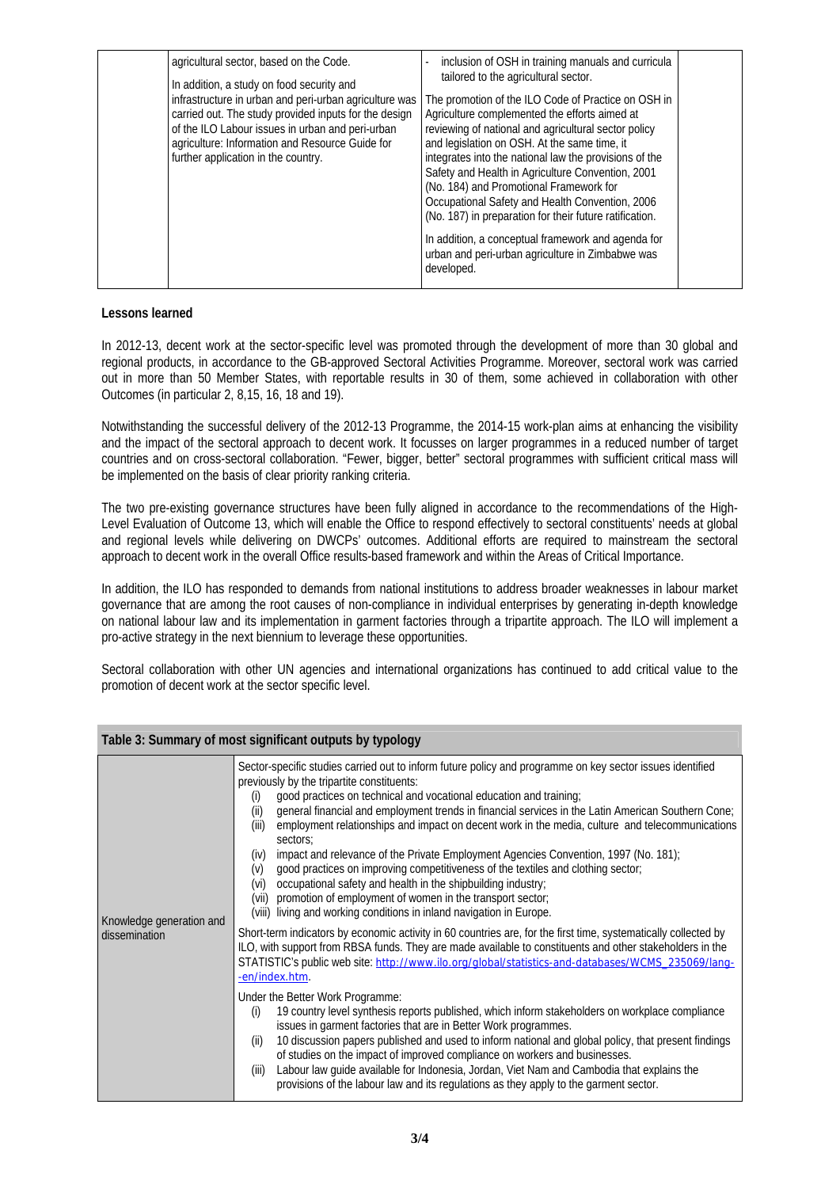| | agricultural sector, based on the Code.<br><br>In addition, a study on food security and infrastructure in urban and peri-urban agriculture was carried out. The study provided inputs for the design of the ILO Labour issues in urban and peri-urban agriculture: Information and Resource Guide for further application in the country. | - inclusion of OSH in training manuals and curricula tailored to the agricultural sector.<br><br>The promotion of the ILO Code of Practice on OSH in Agriculture complemented the efforts aimed at reviewing of national and agricultural sector policy and legislation on OSH. At the same time, it integrates into the national law the provisions of the Safety and Health in Agriculture Convention, 2001 (No. 184) and Promotional Framework for Occupational Safety and Health Convention, 2006 (No. 187) in preparation for their future ratification.<br><br>In addition, a conceptual framework and agenda for urban and peri-urban agriculture in Zimbabwe was developed. | |
|---|---|---|---|

**Lessons learned**

In 2012-13, decent work at the sector-specific level was promoted through the development of more than 30 global and regional products, in accordance to the GB-approved Sectoral Activities Programme. Moreover, sectoral work was carried out in more than 50 Member States, with reportable results in 30 of them, some achieved in collaboration with other Outcomes (in particular 2, 8,15, 16, 18 and 19).

Notwithstanding the successful delivery of the 2012-13 Programme, the 2014-15 work-plan aims at enhancing the visibility and the impact of the sectoral approach to decent work. It focusses on larger programmes in a reduced number of target countries and on cross-sectoral collaboration. "Fewer, bigger, better" sectoral programmes with sufficient critical mass will be implemented on the basis of clear priority ranking criteria.

The two pre-existing governance structures have been fully aligned in accordance to the recommendations of the High-Level Evaluation of Outcome 13, which will enable the Office to respond effectively to sectoral constituents' needs at global and regional levels while delivering on DWCPs' outcomes. Additional efforts are required to mainstream the sectoral approach to decent work in the overall Office results-based framework and within the Areas of Critical Importance.

In addition, the ILO has responded to demands from national institutions to address broader weaknesses in labour market governance that are among the root causes of non-compliance in individual enterprises by generating in-depth knowledge on national labour law and its implementation in garment factories through a tripartite approach. The ILO will implement a pro-active strategy in the next biennium to leverage these opportunities.

Sectoral collaboration with other UN agencies and international organizations has continued to add critical value to the promotion of decent work at the sector specific level.

| Table 3: Summary of most significant outputs by typology | |
|---|---|
| Knowledge generation and dissemination | Sector-specific studies carried out to inform future policy and programme on key sector issues identified previously by the tripartite constituents:<br>(i) good practices on technical and vocational education and training;<br>(ii) general financial and employment trends in financial services in the Latin American Southern Cone;<br>(iii) employment relationships and impact on decent work in the media, culture and telecommunications sectors;<br>(iv) impact and relevance of the Private Employment Agencies Convention, 1997 (No. 181);<br>(v) good practices on improving competitiveness of the textiles and clothing sector;<br>(vi) occupational safety and health in the shipbuilding industry;<br>(vii) promotion of employment of women in the transport sector;<br>(viii) living and working conditions in inland navigation in Europe.<br><br>Short-term indicators by economic activity in 60 countries are, for the first time, systematically collected by ILO, with support from RBSA funds. They are made available to constituents and other stakeholders in the STATISTIC's public web site: http://www.ilo.org/global/statistics-and-databases/WCMS_235069/lang--en/index.htm.<br><br>Under the Better Work Programme:<br>(i) 19 country level synthesis reports published, which inform stakeholders on workplace compliance issues in garment factories that are in Better Work programmes.<br>(ii) 10 discussion papers published and used to inform national and global policy, that present findings of studies on the impact of improved compliance on workers and businesses.<br>(iii) Labour law guide available for Indonesia, Jordan, Viet Nam and Cambodia that explains the provisions of the labour law and its regulations as they apply to the garment sector. |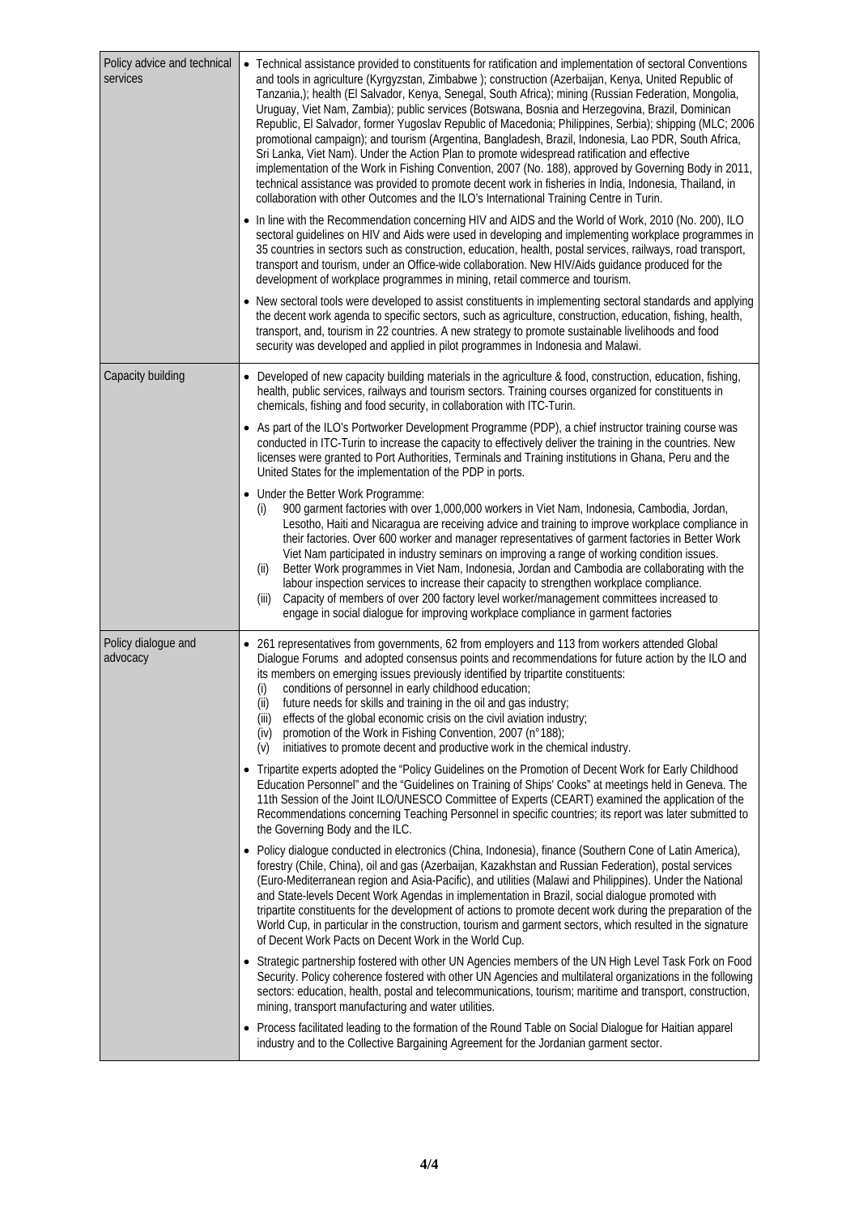| | |
|---|---|
| Policy advice and technical services | • Technical assistance provided to constituents for ratification and implementation of sectoral Conventions and tools in agriculture (Kyrgyzstan, Zimbabwe ); construction (Azerbaijan, Kenya, United Republic of Tanzania,); health (El Salvador, Kenya, Senegal, South Africa); mining (Russian Federation, Mongolia, Uruguay, Viet Nam, Zambia); public services (Botswana, Bosnia and Herzegovina, Brazil, Dominican Republic, El Salvador, former Yugoslav Republic of Macedonia; Philippines, Serbia); shipping (MLC; 2006 promotional campaign); and tourism (Argentina, Bangladesh, Brazil, Indonesia, Lao PDR, South Africa, Sri Lanka, Viet Nam). Under the Action Plan to promote widespread ratification and effective implementation of the Work in Fishing Convention, 2007 (No. 188), approved by Governing Body in 2011, technical assistance was provided to promote decent work in fisheries in India, Indonesia, Thailand, in collaboration with other Outcomes and the ILO's International Training Centre in Turin.<br><br>• In line with the Recommendation concerning HIV and AIDS and the World of Work, 2010 (No. 200), ILO sectoral guidelines on HIV and Aids were used in developing and implementing workplace programmes in 35 countries in sectors such as construction, education, health, postal services, railways, road transport, transport and tourism, under an Office-wide collaboration. New HIV/Aids guidance produced for the development of workplace programmes in mining, retail commerce and tourism.<br><br>• New sectoral tools were developed to assist constituents in implementing sectoral standards and applying the decent work agenda to specific sectors, such as agriculture, construction, education, fishing, health, transport, and, tourism in 22 countries. A new strategy to promote sustainable livelihoods and food security was developed and applied in pilot programmes in Indonesia and Malawi. |
| Capacity building | • Developed of new capacity building materials in the agriculture & food, construction, education, fishing, health, public services, railways and tourism sectors. Training courses organized for constituents in chemicals, fishing and food security, in collaboration with ITC-Turin.<br><br>• As part of the ILO's Portworker Development Programme (PDP), a chief instructor training course was conducted in ITC-Turin to increase the capacity to effectively deliver the training in the countries. New licenses were granted to Port Authorities, Terminals and Training institutions in Ghana, Peru and the United States for the implementation of the PDP in ports.<br><br>• Under the Better Work Programme:<br>(i) 900 garment factories with over 1,000,000 workers in Viet Nam, Indonesia, Cambodia, Jordan, Lesotho, Haiti and Nicaragua are receiving advice and training to improve workplace compliance in their factories. Over 600 worker and manager representatives of garment factories in Better Work Viet Nam participated in industry seminars on improving a range of working condition issues.<br>(ii) Better Work programmes in Viet Nam, Indonesia, Jordan and Cambodia are collaborating with the labour inspection services to increase their capacity to strengthen workplace compliance.<br>(iii) Capacity of members of over 200 factory level worker/management committees increased to engage in social dialogue for improving workplace compliance in garment factories |
| Policy dialogue and advocacy | • 261 representatives from governments, 62 from employers and 113 from workers attended Global Dialogue Forums and adopted consensus points and recommendations for future action by the ILO and its members on emerging issues previously identified by tripartite constituents:<br>(i) conditions of personnel in early childhood education;<br>(ii) future needs for skills and training in the oil and gas industry;<br>(iii) effects of the global economic crisis on the civil aviation industry;<br>(iv) promotion of the Work in Fishing Convention, 2007 (n°188);<br>(v) initiatives to promote decent and productive work in the chemical industry.<br><br>• Tripartite experts adopted the "Policy Guidelines on the Promotion of Decent Work for Early Childhood Education Personnel" and the "Guidelines on Training of Ships' Cooks" at meetings held in Geneva. The 11th Session of the Joint ILO/UNESCO Committee of Experts (CEART) examined the application of the Recommendations concerning Teaching Personnel in specific countries; its report was later submitted to the Governing Body and the ILC.<br><br>• Policy dialogue conducted in electronics (China, Indonesia), finance (Southern Cone of Latin America), forestry (Chile, China), oil and gas (Azerbaijan, Kazakhstan and Russian Federation), postal services (Euro-Mediterranean region and Asia-Pacific), and utilities (Malawi and Philippines). Under the National and State-levels Decent Work Agendas in implementation in Brazil, social dialogue promoted with tripartite constituents for the development of actions to promote decent work during the preparation of the World Cup, in particular in the construction, tourism and garment sectors, which resulted in the signature of Decent Work Pacts on Decent Work in the World Cup.<br><br>• Strategic partnership fostered with other UN Agencies members of the UN High Level Task Fork on Food Security. Policy coherence fostered with other UN Agencies and multilateral organizations in the following sectors: education, health, postal and telecommunications, tourism; maritime and transport, construction, mining, transport manufacturing and water utilities.<br><br>• Process facilitated leading to the formation of the Round Table on Social Dialogue for Haitian apparel industry and to the Collective Bargaining Agreement for the Jordanian garment sector. |